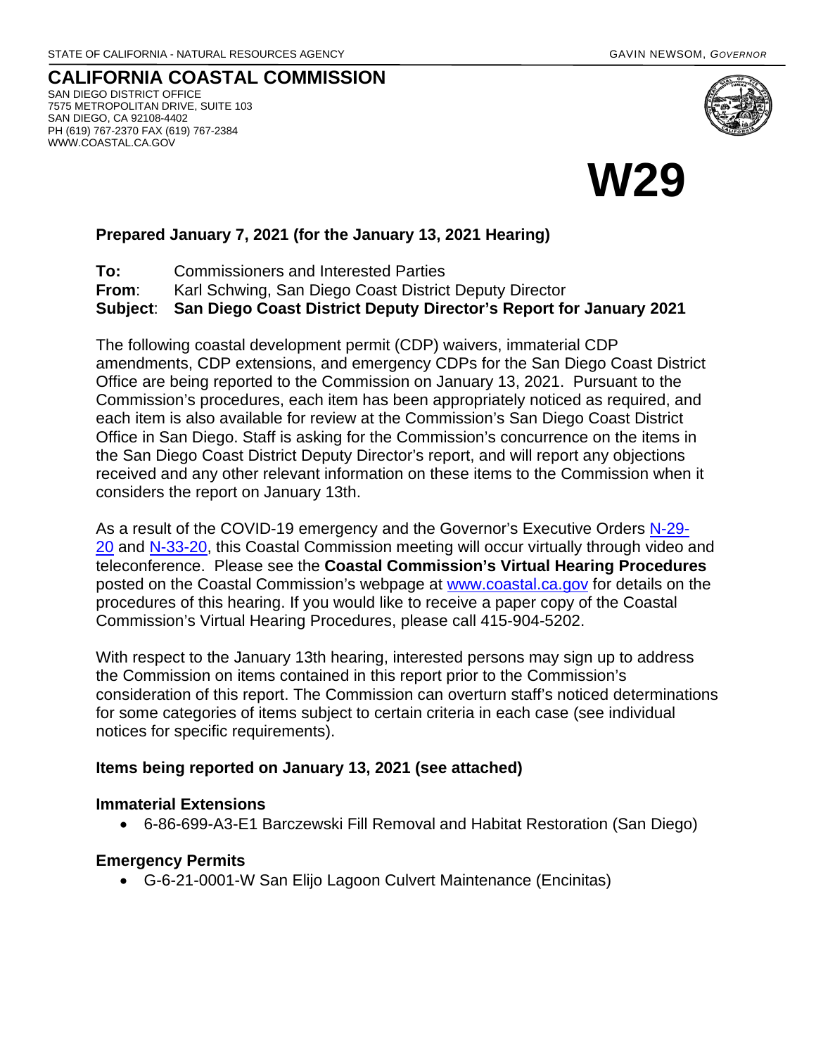STATE OF CALIFORNIA - NATURAL RESOURCES AGENCY GAVIN NEWSOM, *GOVERNOR*

# CALIFORNIA COASTAL COMMISSION

SAN DIEGO DISTRICT OFFICE
7575 METROPOLITAN DRIVE, SUITE 103
SAN DIEGO, CA 92108-4402
PH (619) 767-2370 FAX (619) 767-2384
WWW.COASTAL.CA.GOV

# W29

**Prepared January 7, 2021 (for the January 13, 2021 Hearing)**

**To:** Commissioners and Interested Parties
**From**: Karl Schwing, San Diego Coast District Deputy Director
**Subject**: **San Diego Coast District Deputy Director's Report for January 2021**

The following coastal development permit (CDP) waivers, immaterial CDP amendments, CDP extensions, and emergency CDPs for the San Diego Coast District Office are being reported to the Commission on January 13, 2021. Pursuant to the Commission's procedures, each item has been appropriately noticed as required, and each item is also available for review at the Commission's San Diego Coast District Office in San Diego. Staff is asking for the Commission's concurrence on the items in the San Diego Coast District Deputy Director's report, and will report any objections received and any other relevant information on these items to the Commission when it considers the report on January 13th.

As a result of the COVID-19 emergency and the Governor's Executive Orders N-29-20 and N-33-20, this Coastal Commission meeting will occur virtually through video and teleconference. Please see the **Coastal Commission's Virtual Hearing Procedures** posted on the Coastal Commission's webpage at www.coastal.ca.gov for details on the procedures of this hearing. If you would like to receive a paper copy of the Coastal Commission's Virtual Hearing Procedures, please call 415-904-5202.

With respect to the January 13th hearing, interested persons may sign up to address the Commission on items contained in this report prior to the Commission's consideration of this report. The Commission can overturn staff's noticed determinations for some categories of items subject to certain criteria in each case (see individual notices for specific requirements).

**Items being reported on January 13, 2021 (see attached)**

**Immaterial Extensions**

- 6-86-699-A3-E1 Barczewski Fill Removal and Habitat Restoration (San Diego)

**Emergency Permits**

- G-6-21-0001-W San Elijo Lagoon Culvert Maintenance (Encinitas)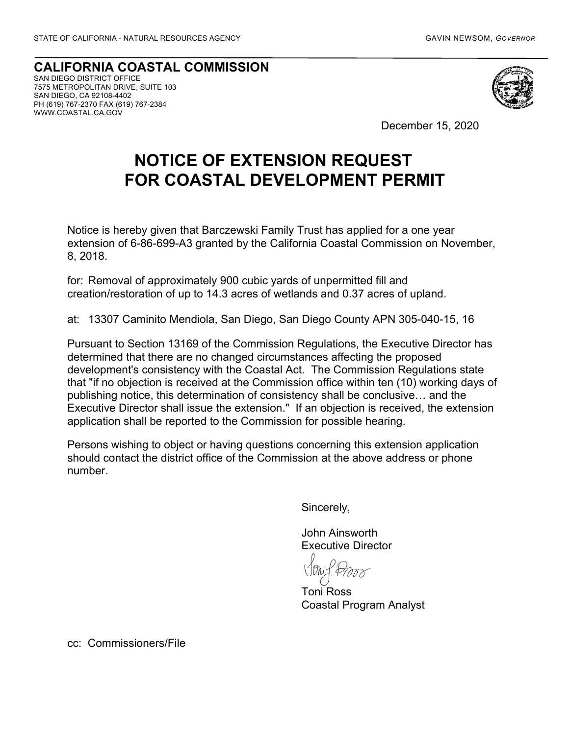STATE OF CALIFORNIA - NATURAL RESOURCES AGENCY GAVIN NEWSOM, *GOVERNOR*

**CALIFORNIA COASTAL COMMISSION**
SAN DIEGO DISTRICT OFFICE
7575 METROPOLITAN DRIVE, SUITE 103
SAN DIEGO, CA 92108-4402
PH (619) 767-2370 FAX (619) 767-2384
WWW.COASTAL.CA.GOV

December 15, 2020

# NOTICE OF EXTENSION REQUEST FOR COASTAL DEVELOPMENT PERMIT

Notice is hereby given that Barczewski Family Trust has applied for a one year extension of 6-86-699-A3 granted by the California Coastal Commission on November, 8, 2018.

for: Removal of approximately 900 cubic yards of unpermitted fill and creation/restoration of up to 14.3 acres of wetlands and 0.37 acres of upland.

at: 13307 Caminito Mendiola, San Diego, San Diego County APN 305-040-15, 16

Pursuant to Section 13169 of the Commission Regulations, the Executive Director has determined that there are no changed circumstances affecting the proposed development's consistency with the Coastal Act. The Commission Regulations state that "if no objection is received at the Commission office within ten (10) working days of publishing notice, this determination of consistency shall be conclusive… and the Executive Director shall issue the extension." If an objection is received, the extension application shall be reported to the Commission for possible hearing.

Persons wishing to object or having questions concerning this extension application should contact the district office of the Commission at the above address or phone number.

Sincerely,

John Ainsworth
Executive Director

Toni Ross
Coastal Program Analyst

cc: Commissioners/File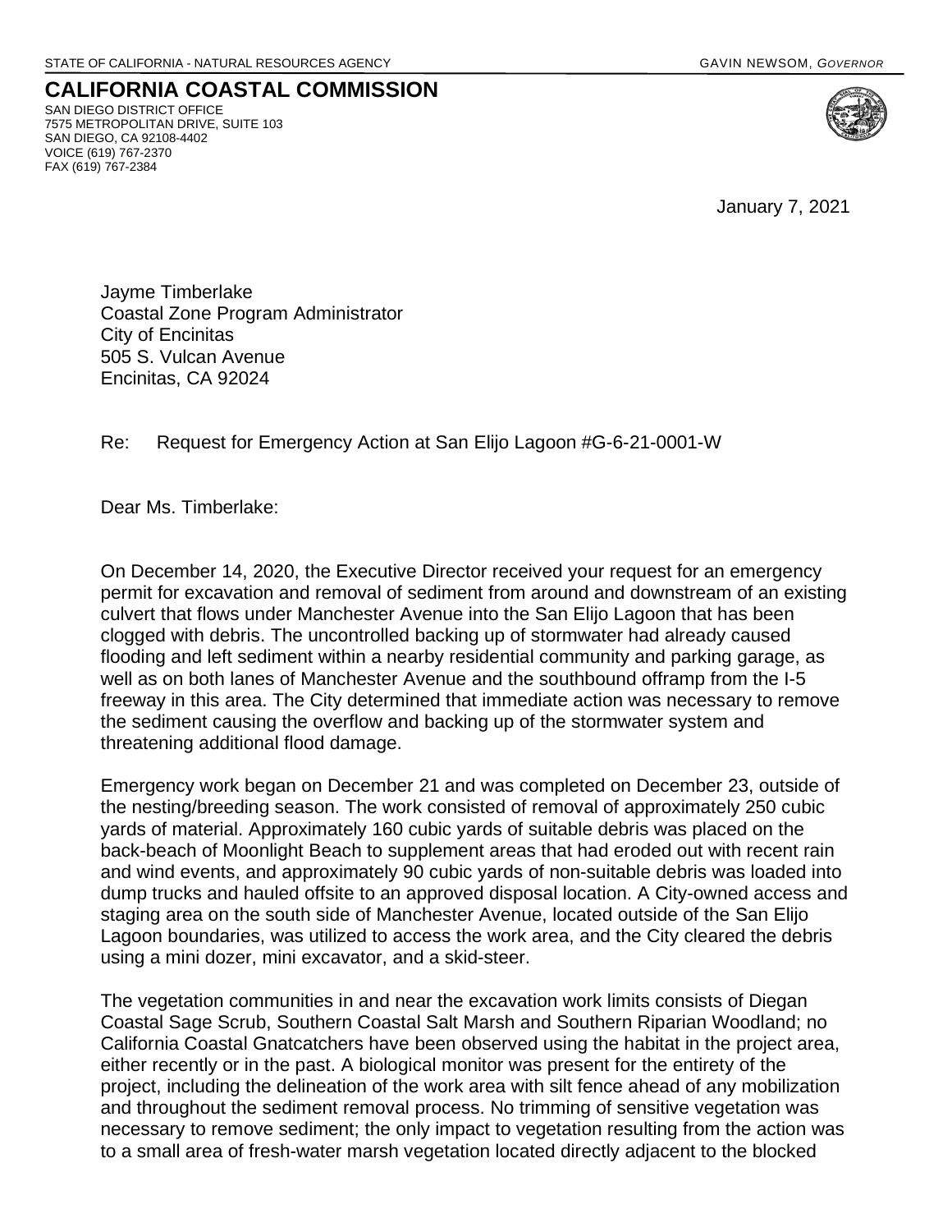STATE OF CALIFORNIA - NATURAL RESOURCES AGENCY GAVIN NEWSOM, *GOVERNOR*

# CALIFORNIA COASTAL COMMISSION

SAN DIEGO DISTRICT OFFICE
7575 METROPOLITAN DRIVE, SUITE 103
SAN DIEGO, CA 92108-4402
VOICE (619) 767-2370
FAX (619) 767-2384

January 7, 2021

Jayme Timberlake
Coastal Zone Program Administrator
City of Encinitas
505 S. Vulcan Avenue
Encinitas, CA 92024

Re: Request for Emergency Action at San Elijo Lagoon #G-6-21-0001-W

Dear Ms. Timberlake:

On December 14, 2020, the Executive Director received your request for an emergency permit for excavation and removal of sediment from around and downstream of an existing culvert that flows under Manchester Avenue into the San Elijo Lagoon that has been clogged with debris. The uncontrolled backing up of stormwater had already caused flooding and left sediment within a nearby residential community and parking garage, as well as on both lanes of Manchester Avenue and the southbound offramp from the I-5 freeway in this area. The City determined that immediate action was necessary to remove the sediment causing the overflow and backing up of the stormwater system and threatening additional flood damage.

Emergency work began on December 21 and was completed on December 23, outside of the nesting/breeding season. The work consisted of removal of approximately 250 cubic yards of material. Approximately 160 cubic yards of suitable debris was placed on the back-beach of Moonlight Beach to supplement areas that had eroded out with recent rain and wind events, and approximately 90 cubic yards of non-suitable debris was loaded into dump trucks and hauled offsite to an approved disposal location. A City-owned access and staging area on the south side of Manchester Avenue, located outside of the San Elijo Lagoon boundaries, was utilized to access the work area, and the City cleared the debris using a mini dozer, mini excavator, and a skid-steer.

The vegetation communities in and near the excavation work limits consists of Diegan Coastal Sage Scrub, Southern Coastal Salt Marsh and Southern Riparian Woodland; no California Coastal Gnatcatchers have been observed using the habitat in the project area, either recently or in the past. A biological monitor was present for the entirety of the project, including the delineation of the work area with silt fence ahead of any mobilization and throughout the sediment removal process. No trimming of sensitive vegetation was necessary to remove sediment; the only impact to vegetation resulting from the action was to a small area of fresh-water marsh vegetation located directly adjacent to the blocked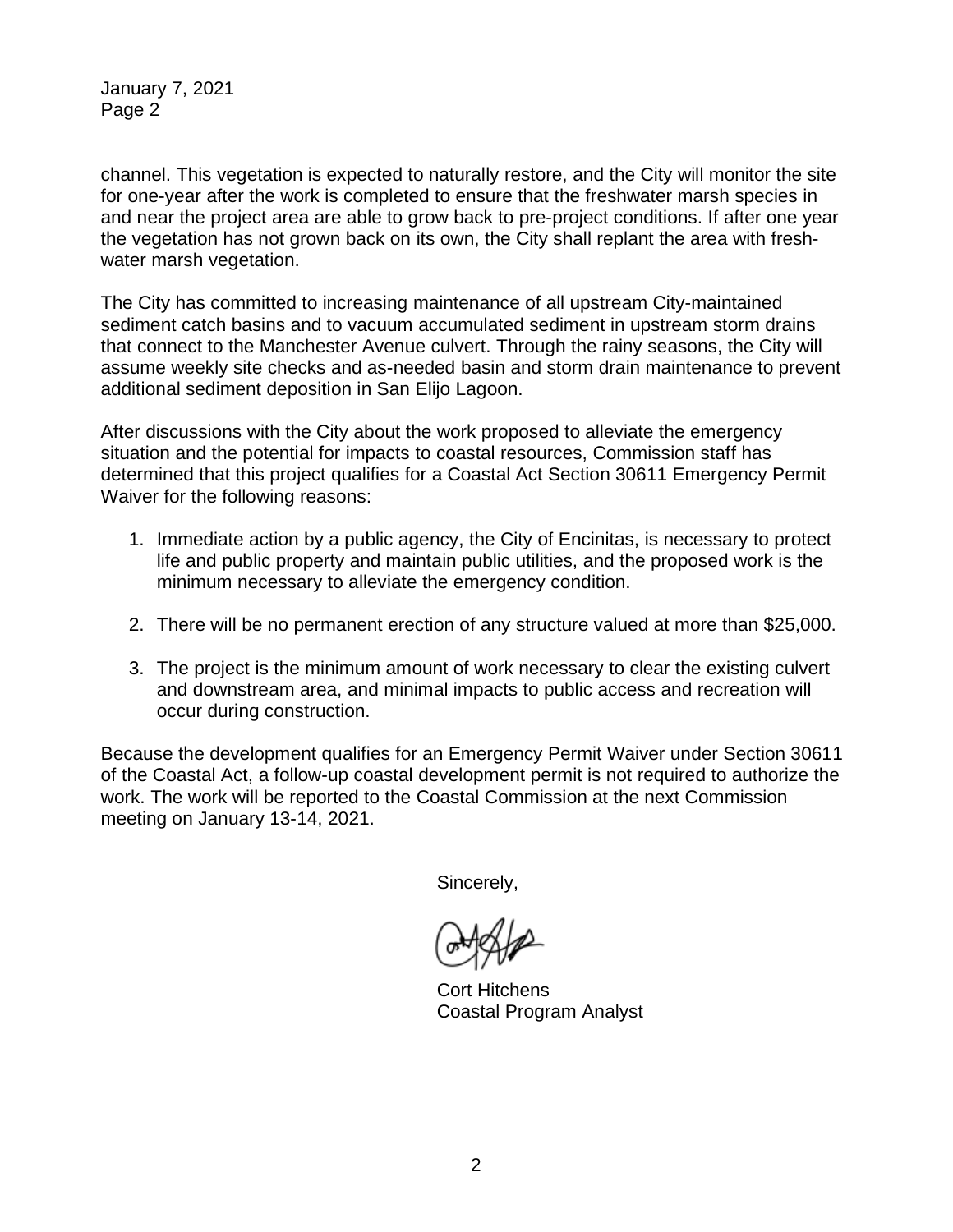channel. This vegetation is expected to naturally restore, and the City will monitor the site for one-year after the work is completed to ensure that the freshwater marsh species in and near the project area are able to grow back to pre-project conditions. If after one year the vegetation has not grown back on its own, the City shall replant the area with fresh-water marsh vegetation.

The City has committed to increasing maintenance of all upstream City-maintained sediment catch basins and to vacuum accumulated sediment in upstream storm drains that connect to the Manchester Avenue culvert. Through the rainy seasons, the City will assume weekly site checks and as-needed basin and storm drain maintenance to prevent additional sediment deposition in San Elijo Lagoon.

After discussions with the City about the work proposed to alleviate the emergency situation and the potential for impacts to coastal resources, Commission staff has determined that this project qualifies for a Coastal Act Section 30611 Emergency Permit Waiver for the following reasons:

1. Immediate action by a public agency, the City of Encinitas, is necessary to protect life and public property and maintain public utilities, and the proposed work is the minimum necessary to alleviate the emergency condition.

2. There will be no permanent erection of any structure valued at more than $25,000.

3. The project is the minimum amount of work necessary to clear the existing culvert and downstream area, and minimal impacts to public access and recreation will occur during construction.

Because the development qualifies for an Emergency Permit Waiver under Section 30611 of the Coastal Act, a follow-up coastal development permit is not required to authorize the work. The work will be reported to the Coastal Commission at the next Commission meeting on January 13-14, 2021.

Sincerely,

Cort Hitchens
Coastal Program Analyst